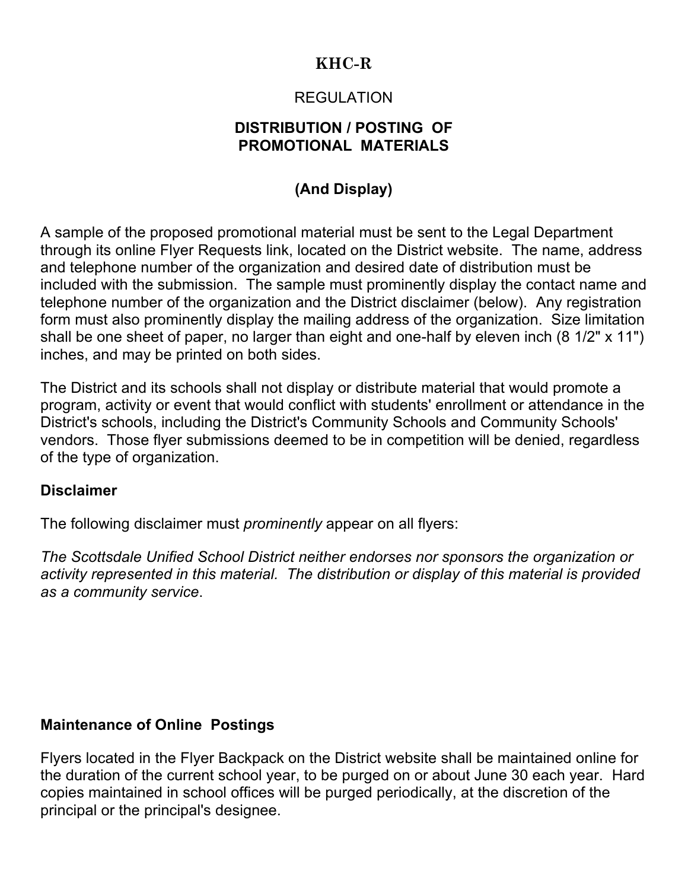# KHC-R

REGULATION

## DISTRIBUTION / POSTING OF PROMOTIONAL MATERIALS

## (And Display)

A sample of the proposed promotional material must be sent to the Legal Department through its online Flyer Requests link, located on the District website. The name, address and telephone number of the organization and desired date of distribution must be included with the submission. The sample must prominently display the contact name and telephone number of the organization and the District disclaimer (below). Any registration form must also prominently display the mailing address of the organization. Size limitation shall be one sheet of paper, no larger than eight and one-half by eleven inch (8 1/2" x 11") inches, and may be printed on both sides.

The District and its schools shall not display or distribute material that would promote a program, activity or event that would conflict with students' enrollment or attendance in the District's schools, including the District's Community Schools and Community Schools' vendors. Those flyer submissions deemed to be in competition will be denied, regardless of the type of organization.

### Disclaimer

The following disclaimer must *prominently* appear on all flyers:

*The Scottsdale Unified School District neither endorses nor sponsors the organization or activity represented in this material. The distribution or display of this material is provided as a community service*.

### Maintenance of Online Postings

Flyers located in the Flyer Backpack on the District website shall be maintained online for the duration of the current school year, to be purged on or about June 30 each year. Hard copies maintained in school offices will be purged periodically, at the discretion of the principal or the principal's designee.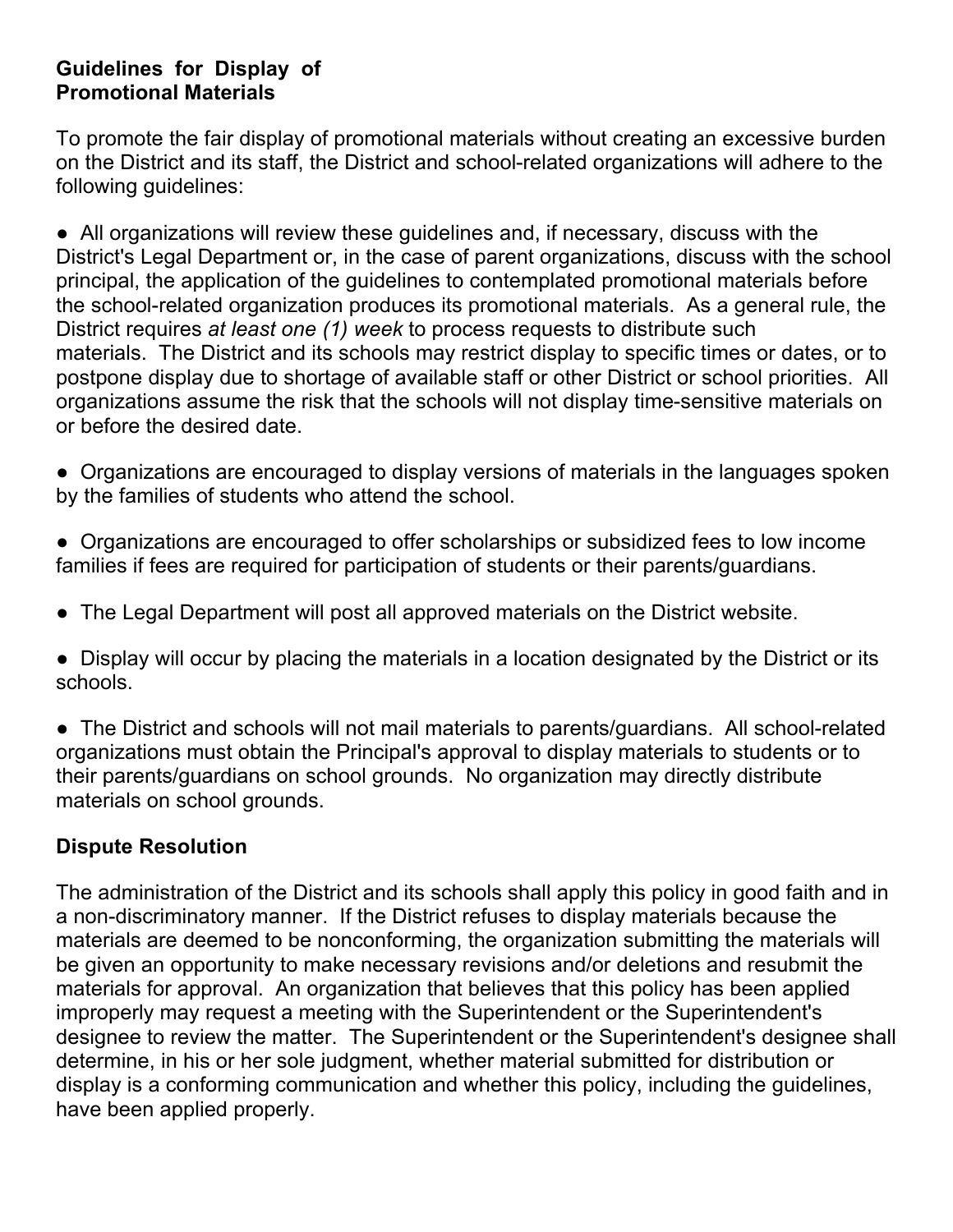**Guidelines for Display of Promotional Materials**

To promote the fair display of promotional materials without creating an excessive burden on the District and its staff, the District and school-related organizations will adhere to the following guidelines:

- All organizations will review these guidelines and, if necessary, discuss with the District's Legal Department or, in the case of parent organizations, discuss with the school principal, the application of the guidelines to contemplated promotional materials before the school-related organization produces its promotional materials. As a general rule, the District requires *at least one (1) week* to process requests to distribute such materials. The District and its schools may restrict display to specific times or dates, or to postpone display due to shortage of available staff or other District or school priorities. All organizations assume the risk that the schools will not display time-sensitive materials on or before the desired date.

- Organizations are encouraged to display versions of materials in the languages spoken by the families of students who attend the school.

- Organizations are encouraged to offer scholarships or subsidized fees to low income families if fees are required for participation of students or their parents/guardians.

- The Legal Department will post all approved materials on the District website.

- Display will occur by placing the materials in a location designated by the District or its schools.

- The District and schools will not mail materials to parents/guardians. All school-related organizations must obtain the Principal's approval to display materials to students or to their parents/guardians on school grounds. No organization may directly distribute materials on school grounds.

**Dispute Resolution**

The administration of the District and its schools shall apply this policy in good faith and in a non-discriminatory manner. If the District refuses to display materials because the materials are deemed to be nonconforming, the organization submitting the materials will be given an opportunity to make necessary revisions and/or deletions and resubmit the materials for approval. An organization that believes that this policy has been applied improperly may request a meeting with the Superintendent or the Superintendent's designee to review the matter. The Superintendent or the Superintendent's designee shall determine, in his or her sole judgment, whether material submitted for distribution or display is a conforming communication and whether this policy, including the guidelines, have been applied properly.